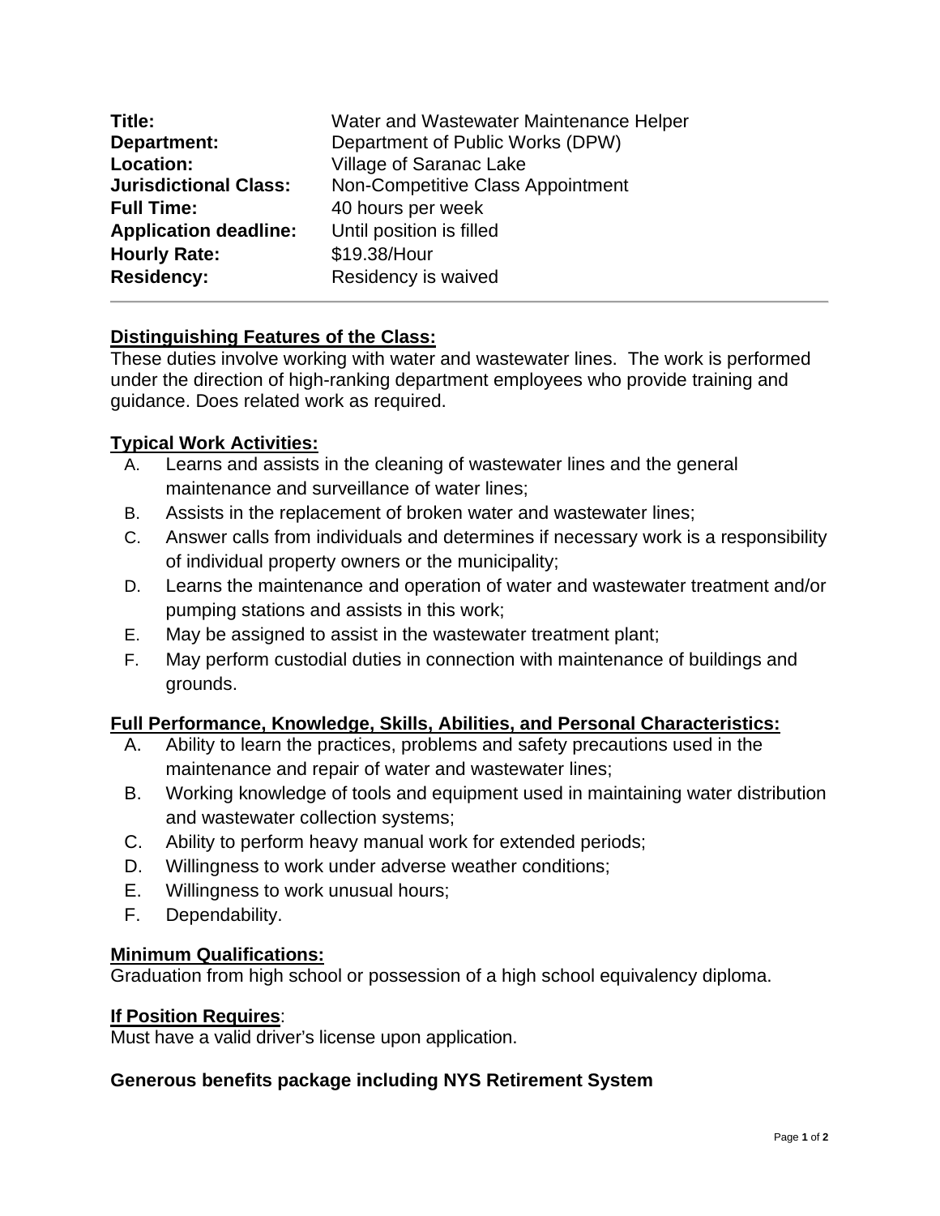| | |
|---|---|
| **Title:** | Water and Wastewater Maintenance Helper |
| **Department:** | Department of Public Works (DPW) |
| **Location:** | Village of Saranac Lake |
| **Jurisdictional Class:** | Non-Competitive Class Appointment |
| **Full Time:** | 40 hours per week |
| **Application deadline:** | Until position is filled |
| **Hourly Rate:** | $19.38/Hour |
| **Residency:** | Residency is waived |

---

**Distinguishing Features of the Class:**

These duties involve working with water and wastewater lines. The work is performed under the direction of high-ranking department employees who provide training and guidance. Does related work as required.

**Typical Work Activities:**

A. Learns and assists in the cleaning of wastewater lines and the general maintenance and surveillance of water lines;
B. Assists in the replacement of broken water and wastewater lines;
C. Answer calls from individuals and determines if necessary work is a responsibility of individual property owners or the municipality;
D. Learns the maintenance and operation of water and wastewater treatment and/or pumping stations and assists in this work;
E. May be assigned to assist in the wastewater treatment plant;
F. May perform custodial duties in connection with maintenance of buildings and grounds.

**Full Performance, Knowledge, Skills, Abilities, and Personal Characteristics:**

A. Ability to learn the practices, problems and safety precautions used in the maintenance and repair of water and wastewater lines;
B. Working knowledge of tools and equipment used in maintaining water distribution and wastewater collection systems;
C. Ability to perform heavy manual work for extended periods;
D. Willingness to work under adverse weather conditions;
E. Willingness to work unusual hours;
F. Dependability.

**Minimum Qualifications:**

Graduation from high school or possession of a high school equivalency diploma.

**If Position Requires**:

Must have a valid driver's license upon application.

**Generous benefits package including NYS Retirement System**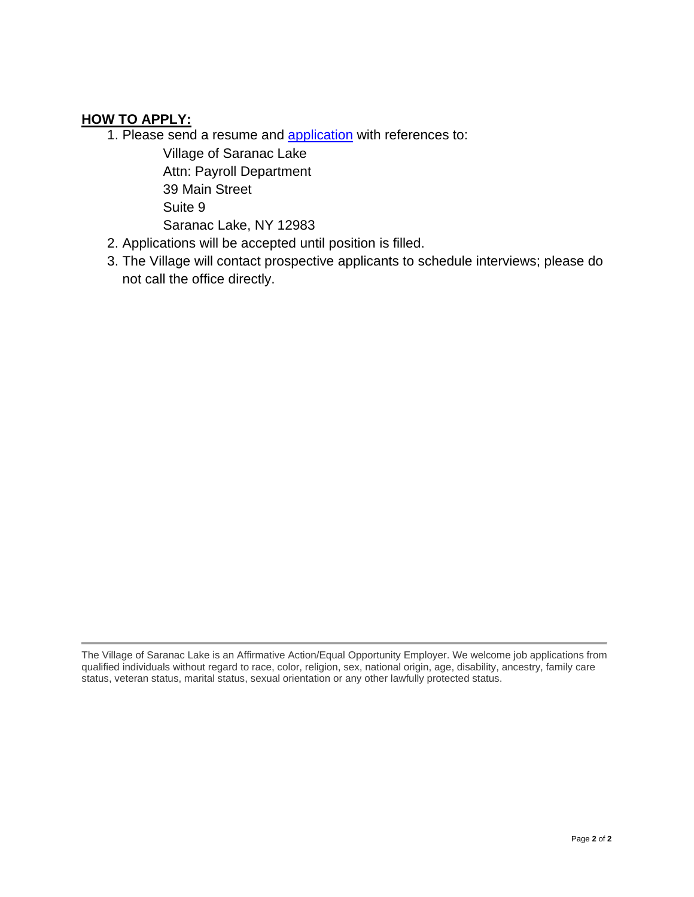**HOW TO APPLY:**

1. Please send a resume and application with references to:

   Village of Saranac Lake
   Attn: Payroll Department
   39 Main Street
   Suite 9
   Saranac Lake, NY 12983

2. Applications will be accepted until position is filled.
3. The Village will contact prospective applicants to schedule interviews; please do not call the office directly.

---

The Village of Saranac Lake is an Affirmative Action/Equal Opportunity Employer. We welcome job applications from qualified individuals without regard to race, color, religion, sex, national origin, age, disability, ancestry, family care status, veteran status, marital status, sexual orientation or any other lawfully protected status.